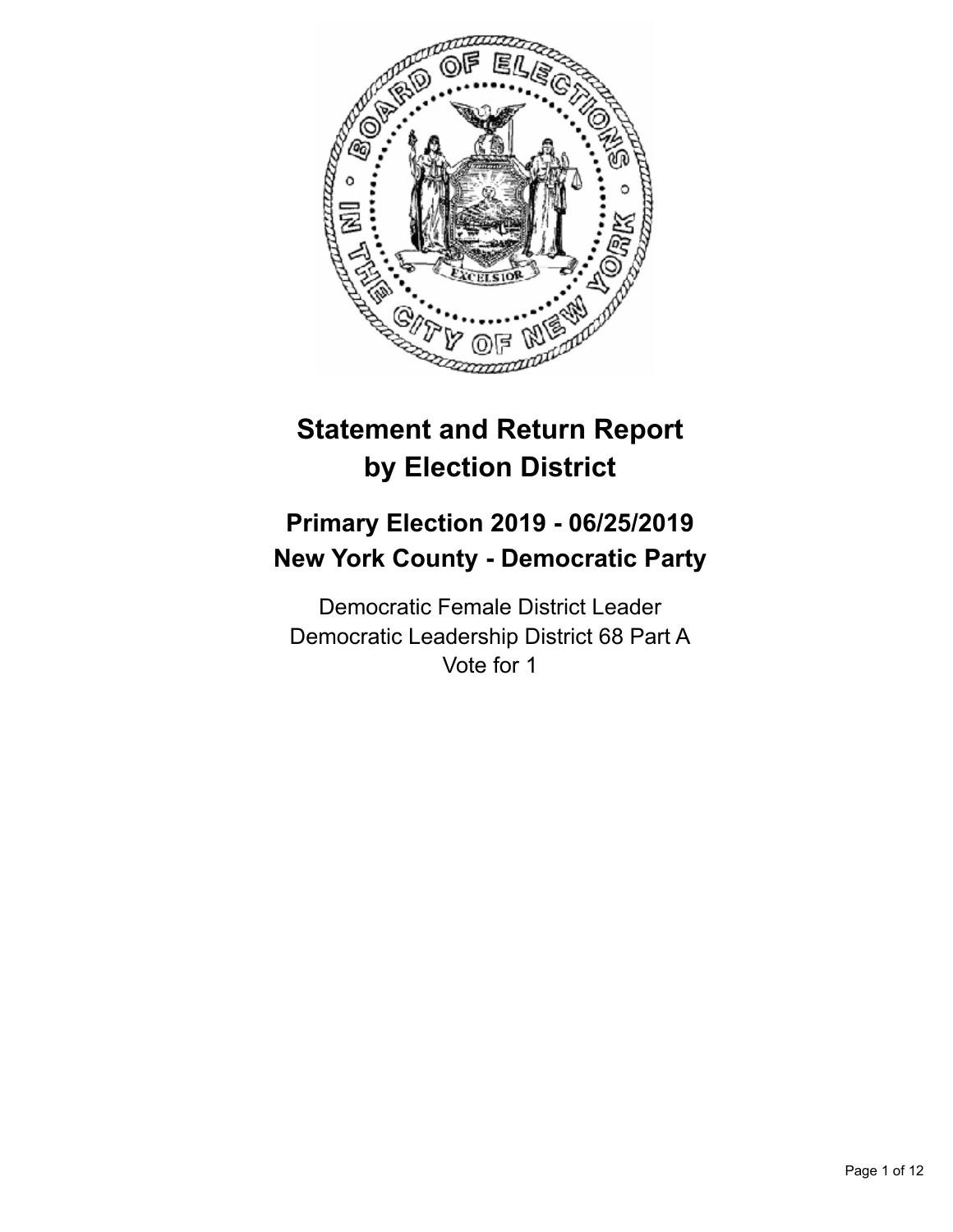# Statement and Return Report by Election District

## Primary Election 2019 - 06/25/2019
## New York County - Democratic Party

Democratic Female District Leader
Democratic Leadership District 68 Part A
Vote for 1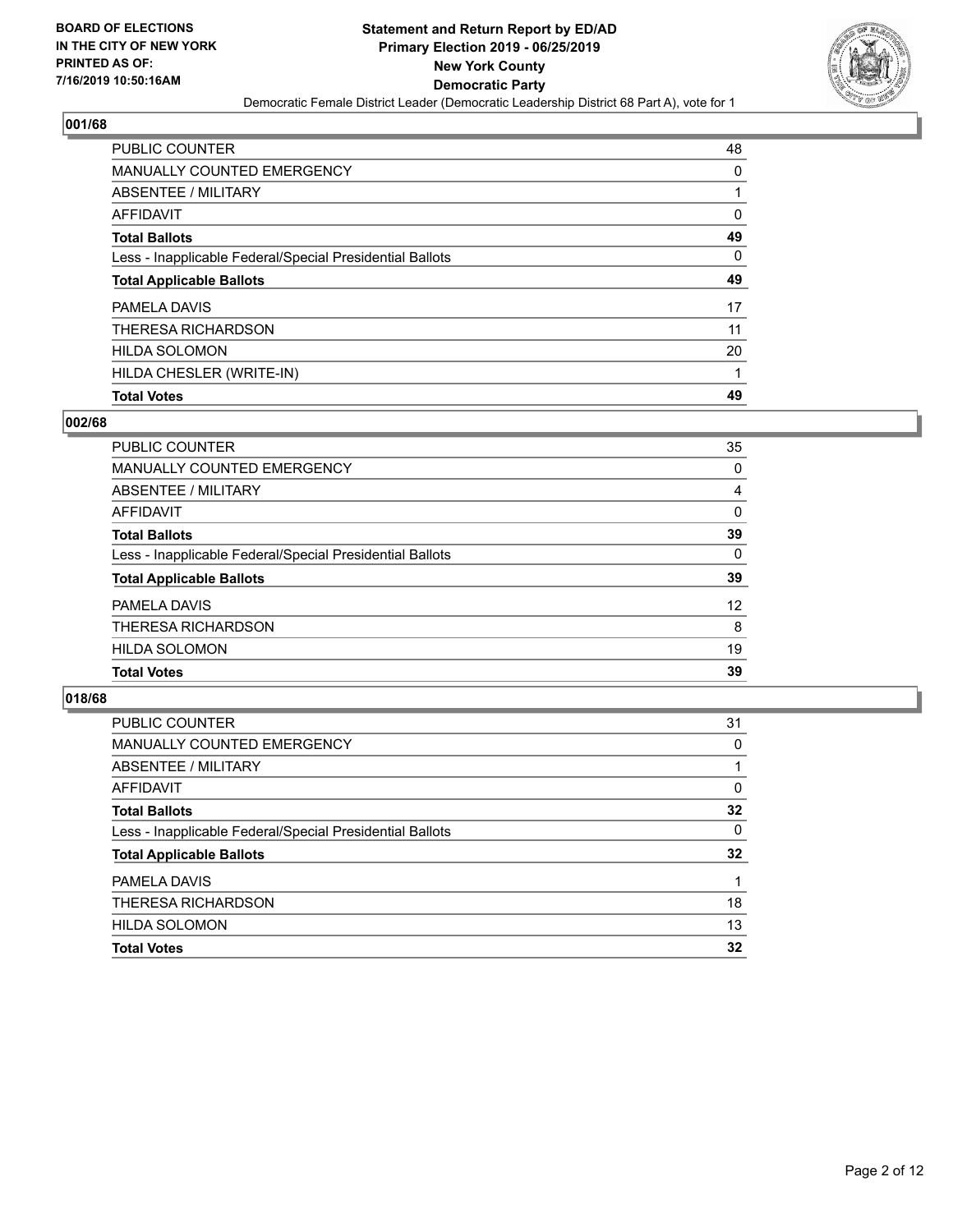**BOARD OF ELECTIONS IN THE CITY OF NEW YORK PRINTED AS OF: 7/16/2019 10:50:16AM**

**Statement and Return Report by ED/AD**
**Primary Election 2019 - 06/25/2019**
**New York County**
**Democratic Party**
Democratic Female District Leader (Democratic Leadership District 68 Part A), vote for 1

## 001/68

| | |
|---|---|
| PUBLIC COUNTER | 48 |
| MANUALLY COUNTED EMERGENCY | 0 |
| ABSENTEE / MILITARY | 1 |
| AFFIDAVIT | 0 |
| **Total Ballots** | **49** |
| Less - Inapplicable Federal/Special Presidential Ballots | 0 |
| **Total Applicable Ballots** | **49** |
| PAMELA DAVIS | 17 |
| THERESA RICHARDSON | 11 |
| HILDA SOLOMON | 20 |
| HILDA CHESLER (WRITE-IN) | 1 |
| **Total Votes** | **49** |

## 002/68

| | |
|---|---|
| PUBLIC COUNTER | 35 |
| MANUALLY COUNTED EMERGENCY | 0 |
| ABSENTEE / MILITARY | 4 |
| AFFIDAVIT | 0 |
| **Total Ballots** | **39** |
| Less - Inapplicable Federal/Special Presidential Ballots | 0 |
| **Total Applicable Ballots** | **39** |
| PAMELA DAVIS | 12 |
| THERESA RICHARDSON | 8 |
| HILDA SOLOMON | 19 |
| **Total Votes** | **39** |

## 018/68

| | |
|---|---|
| PUBLIC COUNTER | 31 |
| MANUALLY COUNTED EMERGENCY | 0 |
| ABSENTEE / MILITARY | 1 |
| AFFIDAVIT | 0 |
| **Total Ballots** | **32** |
| Less - Inapplicable Federal/Special Presidential Ballots | 0 |
| **Total Applicable Ballots** | **32** |
| PAMELA DAVIS | 1 |
| THERESA RICHARDSON | 18 |
| HILDA SOLOMON | 13 |
| **Total Votes** | **32** |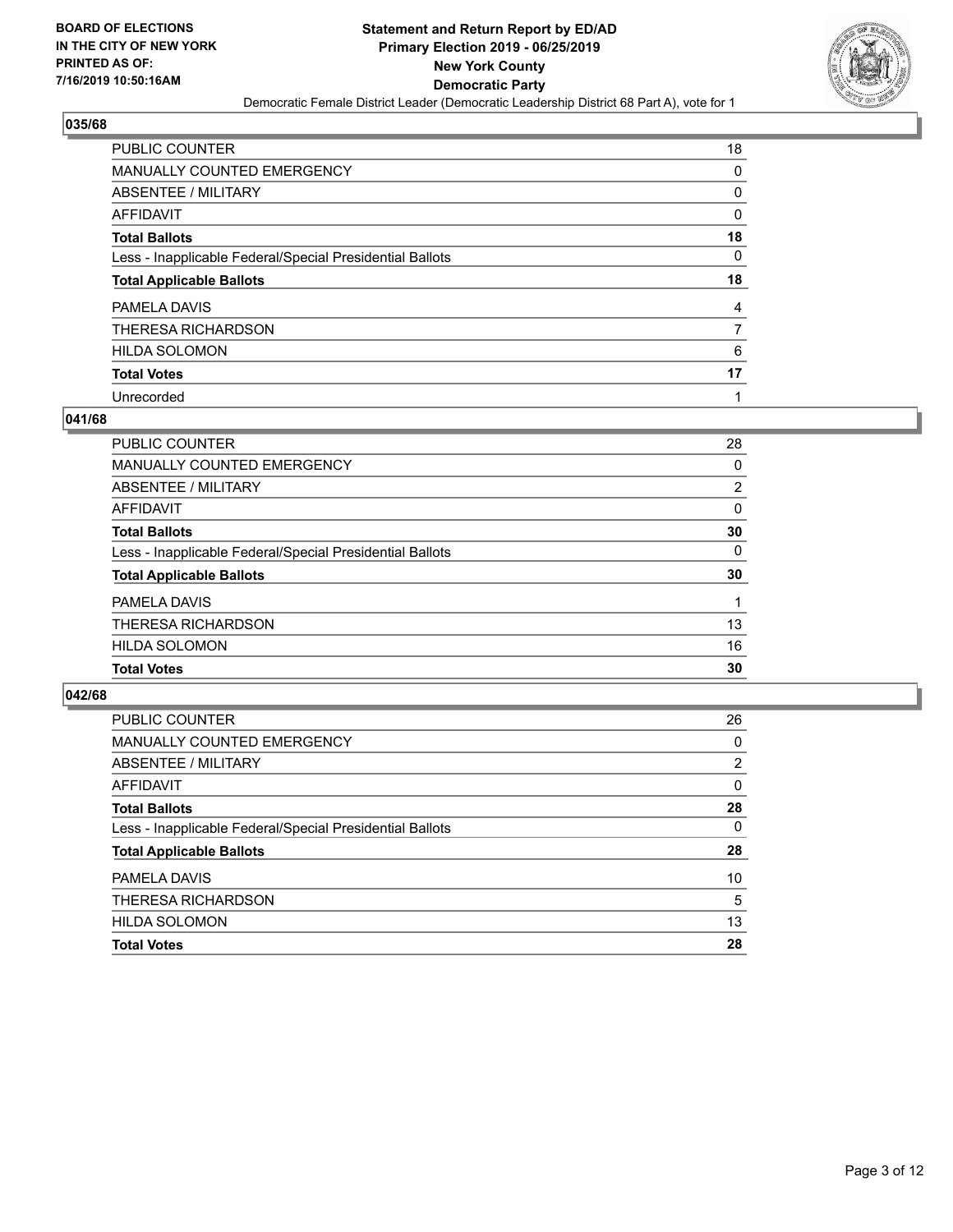## 035/68

| | |
|---|---|
| PUBLIC COUNTER | 18 |
| MANUALLY COUNTED EMERGENCY | 0 |
| ABSENTEE / MILITARY | 0 |
| AFFIDAVIT | 0 |
| **Total Ballots** | **18** |
| Less - Inapplicable Federal/Special Presidential Ballots | 0 |
| **Total Applicable Ballots** | **18** |
| PAMELA DAVIS | 4 |
| THERESA RICHARDSON | 7 |
| HILDA SOLOMON | 6 |
| **Total Votes** | **17** |
| Unrecorded | 1 |

## 041/68

| | |
|---|---|
| PUBLIC COUNTER | 28 |
| MANUALLY COUNTED EMERGENCY | 0 |
| ABSENTEE / MILITARY | 2 |
| AFFIDAVIT | 0 |
| **Total Ballots** | **30** |
| Less - Inapplicable Federal/Special Presidential Ballots | 0 |
| **Total Applicable Ballots** | **30** |
| PAMELA DAVIS | 1 |
| THERESA RICHARDSON | 13 |
| HILDA SOLOMON | 16 |
| **Total Votes** | **30** |

## 042/68

| | |
|---|---|
| PUBLIC COUNTER | 26 |
| MANUALLY COUNTED EMERGENCY | 0 |
| ABSENTEE / MILITARY | 2 |
| AFFIDAVIT | 0 |
| **Total Ballots** | **28** |
| Less - Inapplicable Federal/Special Presidential Ballots | 0 |
| **Total Applicable Ballots** | **28** |
| PAMELA DAVIS | 10 |
| THERESA RICHARDSON | 5 |
| HILDA SOLOMON | 13 |
| **Total Votes** | **28** |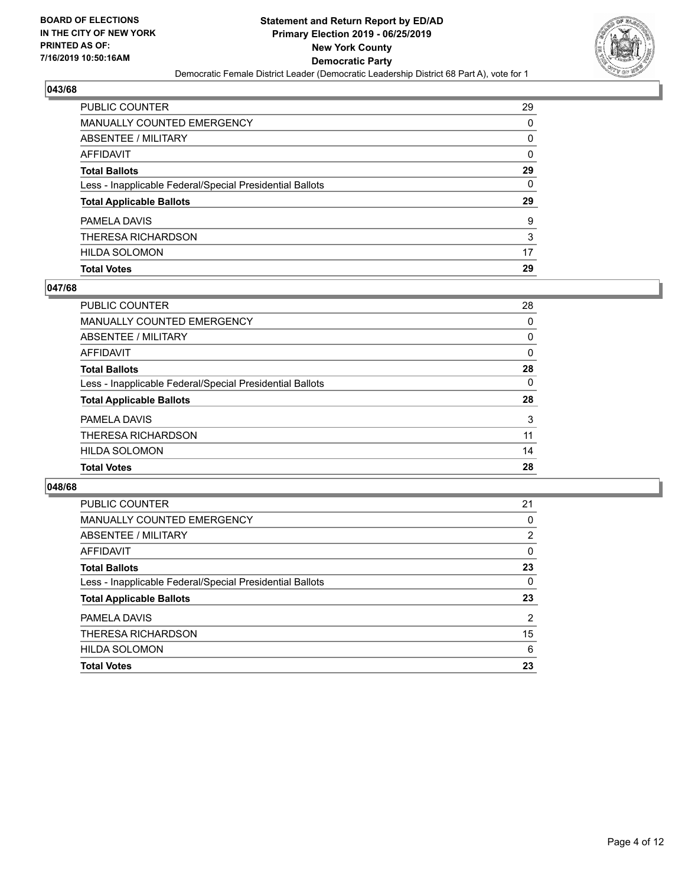## 043/68

| | |
|---|---|
| PUBLIC COUNTER | 29 |
| MANUALLY COUNTED EMERGENCY | 0 |
| ABSENTEE / MILITARY | 0 |
| AFFIDAVIT | 0 |
| **Total Ballots** | **29** |
| Less - Inapplicable Federal/Special Presidential Ballots | 0 |
| **Total Applicable Ballots** | **29** |
| PAMELA DAVIS | 9 |
| THERESA RICHARDSON | 3 |
| HILDA SOLOMON | 17 |
| **Total Votes** | **29** |

## 047/68

| | |
|---|---|
| PUBLIC COUNTER | 28 |
| MANUALLY COUNTED EMERGENCY | 0 |
| ABSENTEE / MILITARY | 0 |
| AFFIDAVIT | 0 |
| **Total Ballots** | **28** |
| Less - Inapplicable Federal/Special Presidential Ballots | 0 |
| **Total Applicable Ballots** | **28** |
| PAMELA DAVIS | 3 |
| THERESA RICHARDSON | 11 |
| HILDA SOLOMON | 14 |
| **Total Votes** | **28** |

## 048/68

| | |
|---|---|
| PUBLIC COUNTER | 21 |
| MANUALLY COUNTED EMERGENCY | 0 |
| ABSENTEE / MILITARY | 2 |
| AFFIDAVIT | 0 |
| **Total Ballots** | **23** |
| Less - Inapplicable Federal/Special Presidential Ballots | 0 |
| **Total Applicable Ballots** | **23** |
| PAMELA DAVIS | 2 |
| THERESA RICHARDSON | 15 |
| HILDA SOLOMON | 6 |
| **Total Votes** | **23** |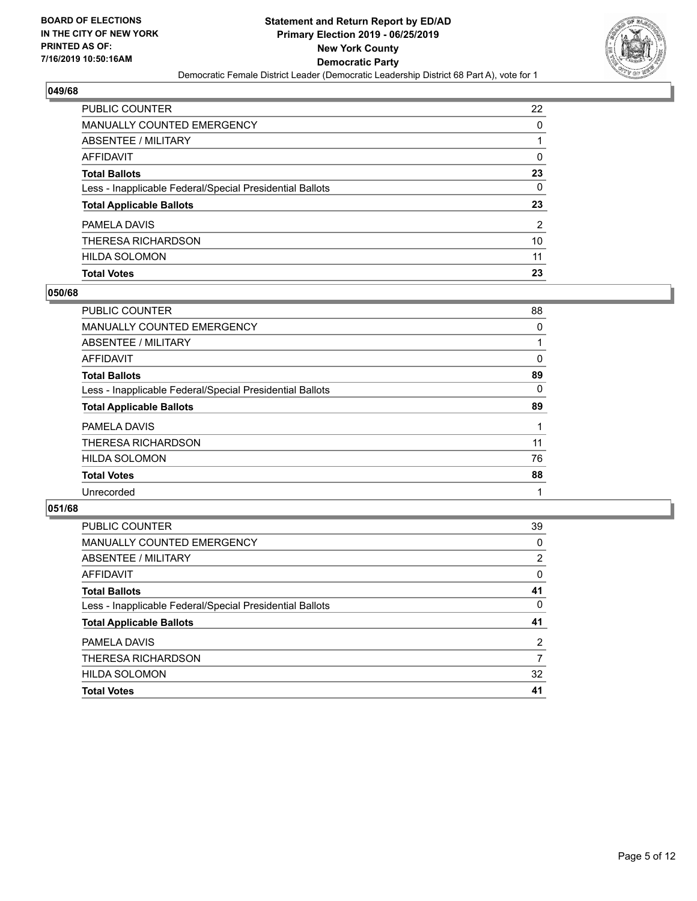**BOARD OF ELECTIONS IN THE CITY OF NEW YORK PRINTED AS OF: 7/16/2019 10:50:16AM**

**Statement and Return Report by ED/AD Primary Election 2019 - 06/25/2019 New York County Democratic Party**

Democratic Female District Leader (Democratic Leadership District 68 Part A), vote for 1

## 049/68

| | |
|---|---|
| PUBLIC COUNTER | 22 |
| MANUALLY COUNTED EMERGENCY | 0 |
| ABSENTEE / MILITARY | 1 |
| AFFIDAVIT | 0 |
| **Total Ballots** | **23** |
| Less - Inapplicable Federal/Special Presidential Ballots | 0 |
| **Total Applicable Ballots** | **23** |
| PAMELA DAVIS | 2 |
| THERESA RICHARDSON | 10 |
| HILDA SOLOMON | 11 |
| **Total Votes** | **23** |

## 050/68

| | |
|---|---|
| PUBLIC COUNTER | 88 |
| MANUALLY COUNTED EMERGENCY | 0 |
| ABSENTEE / MILITARY | 1 |
| AFFIDAVIT | 0 |
| **Total Ballots** | **89** |
| Less - Inapplicable Federal/Special Presidential Ballots | 0 |
| **Total Applicable Ballots** | **89** |
| PAMELA DAVIS | 1 |
| THERESA RICHARDSON | 11 |
| HILDA SOLOMON | 76 |
| **Total Votes** | **88** |
| Unrecorded | 1 |

## 051/68

| | |
|---|---|
| PUBLIC COUNTER | 39 |
| MANUALLY COUNTED EMERGENCY | 0 |
| ABSENTEE / MILITARY | 2 |
| AFFIDAVIT | 0 |
| **Total Ballots** | **41** |
| Less - Inapplicable Federal/Special Presidential Ballots | 0 |
| **Total Applicable Ballots** | **41** |
| PAMELA DAVIS | 2 |
| THERESA RICHARDSON | 7 |
| HILDA SOLOMON | 32 |
| **Total Votes** | **41** |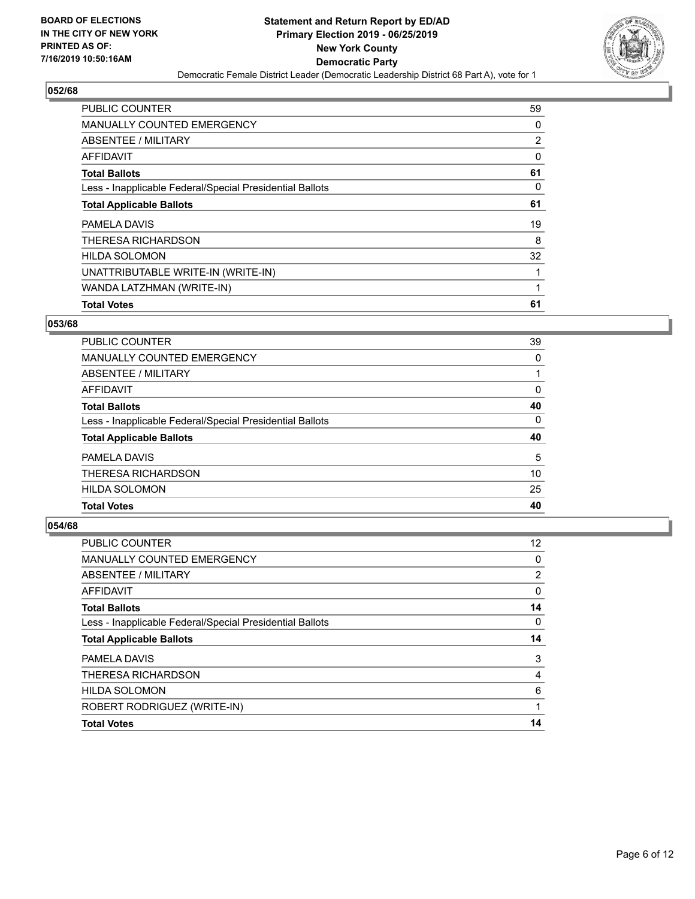**BOARD OF ELECTIONS IN THE CITY OF NEW YORK PRINTED AS OF: 7/16/2019 10:50:16AM**

**Statement and Return Report by ED/AD Primary Election 2019 - 06/25/2019 New York County Democratic Party**

Democratic Female District Leader (Democratic Leadership District 68 Part A), vote for 1

## 052/68

| | |
|---|---|
| PUBLIC COUNTER | 59 |
| MANUALLY COUNTED EMERGENCY | 0 |
| ABSENTEE / MILITARY | 2 |
| AFFIDAVIT | 0 |
| **Total Ballots** | **61** |
| Less - Inapplicable Federal/Special Presidential Ballots | 0 |
| **Total Applicable Ballots** | **61** |
| PAMELA DAVIS | 19 |
| THERESA RICHARDSON | 8 |
| HILDA SOLOMON | 32 |
| UNATTRIBUTABLE WRITE-IN (WRITE-IN) | 1 |
| WANDA LATZHMAN (WRITE-IN) | 1 |
| **Total Votes** | **61** |

## 053/68

| | |
|---|---|
| PUBLIC COUNTER | 39 |
| MANUALLY COUNTED EMERGENCY | 0 |
| ABSENTEE / MILITARY | 1 |
| AFFIDAVIT | 0 |
| **Total Ballots** | **40** |
| Less - Inapplicable Federal/Special Presidential Ballots | 0 |
| **Total Applicable Ballots** | **40** |
| PAMELA DAVIS | 5 |
| THERESA RICHARDSON | 10 |
| HILDA SOLOMON | 25 |
| **Total Votes** | **40** |

## 054/68

| | |
|---|---|
| PUBLIC COUNTER | 12 |
| MANUALLY COUNTED EMERGENCY | 0 |
| ABSENTEE / MILITARY | 2 |
| AFFIDAVIT | 0 |
| **Total Ballots** | **14** |
| Less - Inapplicable Federal/Special Presidential Ballots | 0 |
| **Total Applicable Ballots** | **14** |
| PAMELA DAVIS | 3 |
| THERESA RICHARDSON | 4 |
| HILDA SOLOMON | 6 |
| ROBERT RODRIGUEZ (WRITE-IN) | 1 |
| **Total Votes** | **14** |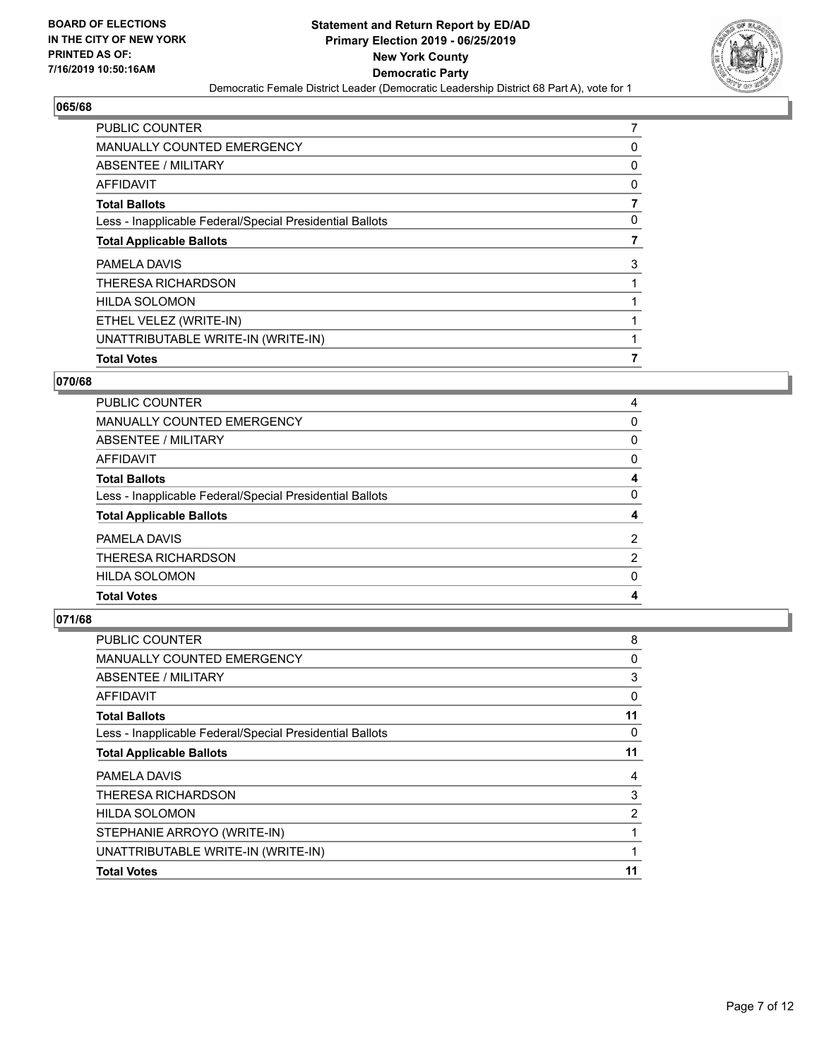**BOARD OF ELECTIONS IN THE CITY OF NEW YORK PRINTED AS OF: 7/16/2019 10:50:16AM**

**Statement and Return Report by ED/AD Primary Election 2019 - 06/25/2019 New York County Democratic Party**

Democratic Female District Leader (Democratic Leadership District 68 Part A), vote for 1

## 065/68

| | |
|---|---|
| PUBLIC COUNTER | 7 |
| MANUALLY COUNTED EMERGENCY | 0 |
| ABSENTEE / MILITARY | 0 |
| AFFIDAVIT | 0 |
| **Total Ballots** | **7** |
| Less - Inapplicable Federal/Special Presidential Ballots | 0 |
| **Total Applicable Ballots** | **7** |
| PAMELA DAVIS | 3 |
| THERESA RICHARDSON | 1 |
| HILDA SOLOMON | 1 |
| ETHEL VELEZ (WRITE-IN) | 1 |
| UNATTRIBUTABLE WRITE-IN (WRITE-IN) | 1 |
| **Total Votes** | **7** |

## 070/68

| | |
|---|---|
| PUBLIC COUNTER | 4 |
| MANUALLY COUNTED EMERGENCY | 0 |
| ABSENTEE / MILITARY | 0 |
| AFFIDAVIT | 0 |
| **Total Ballots** | **4** |
| Less - Inapplicable Federal/Special Presidential Ballots | 0 |
| **Total Applicable Ballots** | **4** |
| PAMELA DAVIS | 2 |
| THERESA RICHARDSON | 2 |
| HILDA SOLOMON | 0 |
| **Total Votes** | **4** |

## 071/68

| | |
|---|---|
| PUBLIC COUNTER | 8 |
| MANUALLY COUNTED EMERGENCY | 0 |
| ABSENTEE / MILITARY | 3 |
| AFFIDAVIT | 0 |
| **Total Ballots** | **11** |
| Less - Inapplicable Federal/Special Presidential Ballots | 0 |
| **Total Applicable Ballots** | **11** |
| PAMELA DAVIS | 4 |
| THERESA RICHARDSON | 3 |
| HILDA SOLOMON | 2 |
| STEPHANIE ARROYO (WRITE-IN) | 1 |
| UNATTRIBUTABLE WRITE-IN (WRITE-IN) | 1 |
| **Total Votes** | **11** |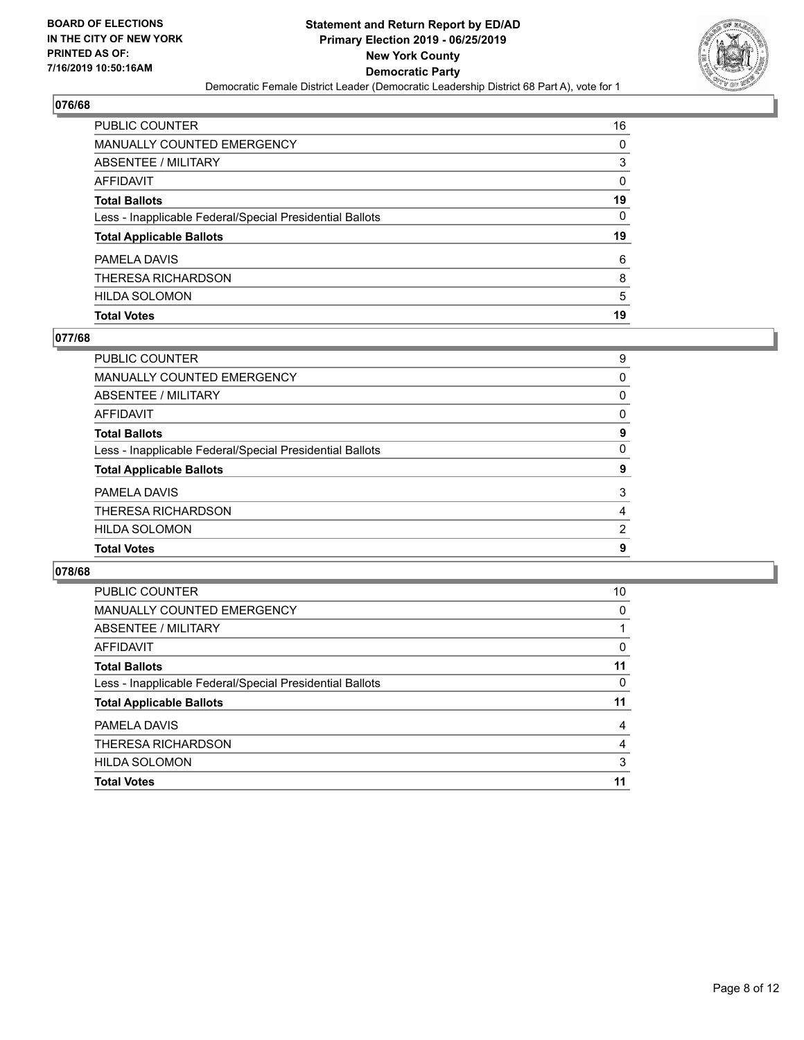## 076/68

| | |
|---|---|
| PUBLIC COUNTER | 16 |
| MANUALLY COUNTED EMERGENCY | 0 |
| ABSENTEE / MILITARY | 3 |
| AFFIDAVIT | 0 |
| **Total Ballots** | **19** |
| Less - Inapplicable Federal/Special Presidential Ballots | 0 |
| **Total Applicable Ballots** | **19** |
| PAMELA DAVIS | 6 |
| THERESA RICHARDSON | 8 |
| HILDA SOLOMON | 5 |
| **Total Votes** | **19** |

## 077/68

| | |
|---|---|
| PUBLIC COUNTER | 9 |
| MANUALLY COUNTED EMERGENCY | 0 |
| ABSENTEE / MILITARY | 0 |
| AFFIDAVIT | 0 |
| **Total Ballots** | **9** |
| Less - Inapplicable Federal/Special Presidential Ballots | 0 |
| **Total Applicable Ballots** | **9** |
| PAMELA DAVIS | 3 |
| THERESA RICHARDSON | 4 |
| HILDA SOLOMON | 2 |
| **Total Votes** | **9** |

## 078/68

| | |
|---|---|
| PUBLIC COUNTER | 10 |
| MANUALLY COUNTED EMERGENCY | 0 |
| ABSENTEE / MILITARY | 1 |
| AFFIDAVIT | 0 |
| **Total Ballots** | **11** |
| Less - Inapplicable Federal/Special Presidential Ballots | 0 |
| **Total Applicable Ballots** | **11** |
| PAMELA DAVIS | 4 |
| THERESA RICHARDSON | 4 |
| HILDA SOLOMON | 3 |
| **Total Votes** | **11** |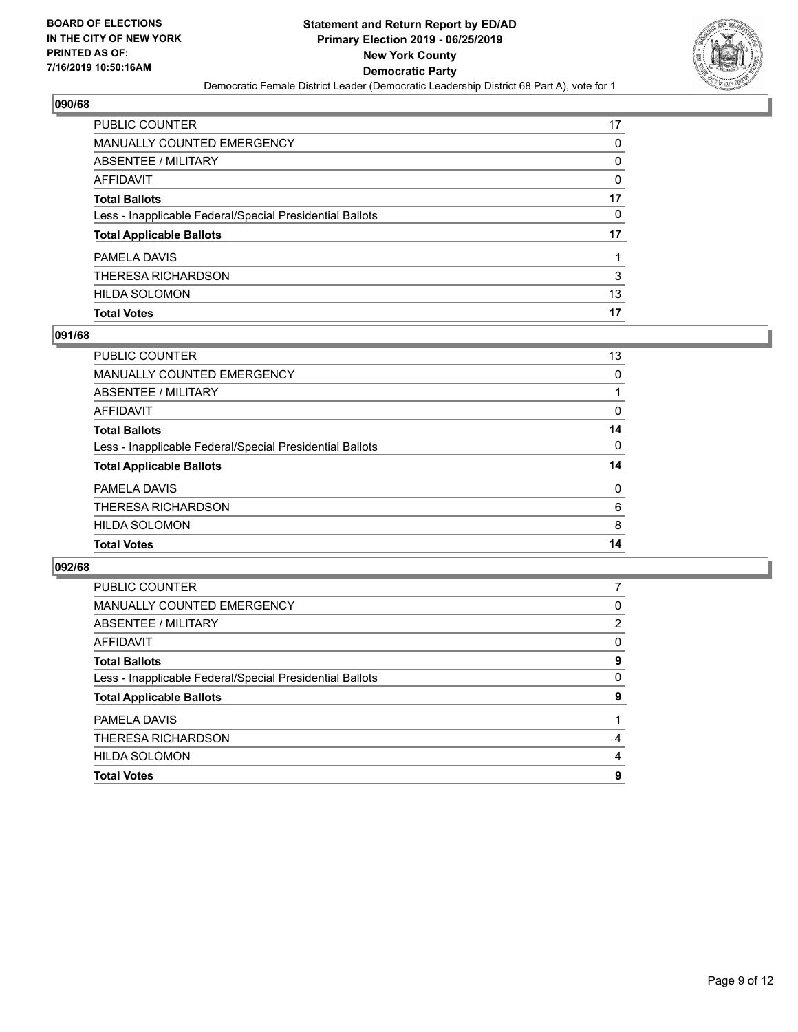**BOARD OF ELECTIONS IN THE CITY OF NEW YORK PRINTED AS OF: 7/16/2019 10:50:16AM**

**Statement and Return Report by ED/AD Primary Election 2019 - 06/25/2019 New York County Democratic Party**

Democratic Female District Leader (Democratic Leadership District 68 Part A), vote for 1

## 090/68

| | |
|---|---|
| PUBLIC COUNTER | 17 |
| MANUALLY COUNTED EMERGENCY | 0 |
| ABSENTEE / MILITARY | 0 |
| AFFIDAVIT | 0 |
| **Total Ballots** | **17** |
| Less - Inapplicable Federal/Special Presidential Ballots | 0 |
| **Total Applicable Ballots** | **17** |
| PAMELA DAVIS | 1 |
| THERESA RICHARDSON | 3 |
| HILDA SOLOMON | 13 |
| **Total Votes** | **17** |

## 091/68

| | |
|---|---|
| PUBLIC COUNTER | 13 |
| MANUALLY COUNTED EMERGENCY | 0 |
| ABSENTEE / MILITARY | 1 |
| AFFIDAVIT | 0 |
| **Total Ballots** | **14** |
| Less - Inapplicable Federal/Special Presidential Ballots | 0 |
| **Total Applicable Ballots** | **14** |
| PAMELA DAVIS | 0 |
| THERESA RICHARDSON | 6 |
| HILDA SOLOMON | 8 |
| **Total Votes** | **14** |

## 092/68

| | |
|---|---|
| PUBLIC COUNTER | 7 |
| MANUALLY COUNTED EMERGENCY | 0 |
| ABSENTEE / MILITARY | 2 |
| AFFIDAVIT | 0 |
| **Total Ballots** | **9** |
| Less - Inapplicable Federal/Special Presidential Ballots | 0 |
| **Total Applicable Ballots** | **9** |
| PAMELA DAVIS | 1 |
| THERESA RICHARDSON | 4 |
| HILDA SOLOMON | 4 |
| **Total Votes** | **9** |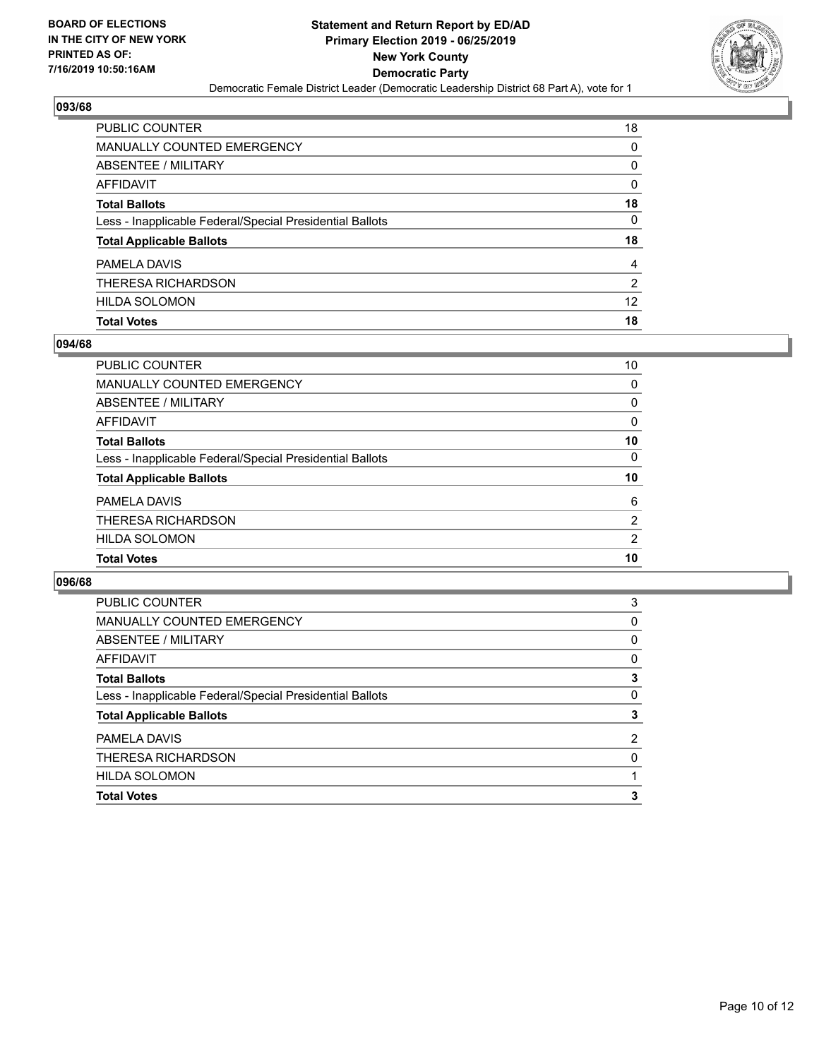**BOARD OF ELECTIONS IN THE CITY OF NEW YORK PRINTED AS OF: 7/16/2019 10:50:16AM**

**Statement and Return Report by ED/AD**
**Primary Election 2019 - 06/25/2019**
**New York County**
**Democratic Party**
Democratic Female District Leader (Democratic Leadership District 68 Part A), vote for 1

### 093/68

| | |
|---|---|
| PUBLIC COUNTER | 18 |
| MANUALLY COUNTED EMERGENCY | 0 |
| ABSENTEE / MILITARY | 0 |
| AFFIDAVIT | 0 |
| **Total Ballots** | **18** |
| Less - Inapplicable Federal/Special Presidential Ballots | 0 |
| **Total Applicable Ballots** | **18** |
| PAMELA DAVIS | 4 |
| THERESA RICHARDSON | 2 |
| HILDA SOLOMON | 12 |
| **Total Votes** | **18** |

### 094/68

| | |
|---|---|
| PUBLIC COUNTER | 10 |
| MANUALLY COUNTED EMERGENCY | 0 |
| ABSENTEE / MILITARY | 0 |
| AFFIDAVIT | 0 |
| **Total Ballots** | **10** |
| Less - Inapplicable Federal/Special Presidential Ballots | 0 |
| **Total Applicable Ballots** | **10** |
| PAMELA DAVIS | 6 |
| THERESA RICHARDSON | 2 |
| HILDA SOLOMON | 2 |
| **Total Votes** | **10** |

### 096/68

| | |
|---|---|
| PUBLIC COUNTER | 3 |
| MANUALLY COUNTED EMERGENCY | 0 |
| ABSENTEE / MILITARY | 0 |
| AFFIDAVIT | 0 |
| **Total Ballots** | **3** |
| Less - Inapplicable Federal/Special Presidential Ballots | 0 |
| **Total Applicable Ballots** | **3** |
| PAMELA DAVIS | 2 |
| THERESA RICHARDSON | 0 |
| HILDA SOLOMON | 1 |
| **Total Votes** | **3** |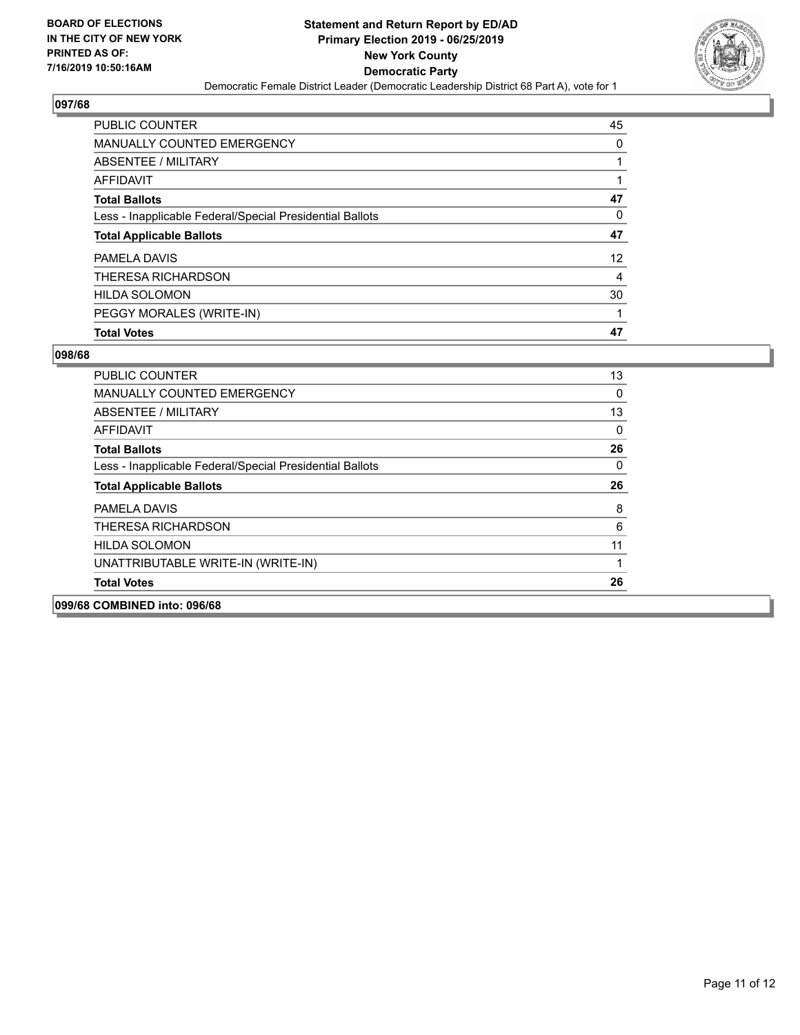## 097/68

| | |
|---|---|
| PUBLIC COUNTER | 45 |
| MANUALLY COUNTED EMERGENCY | 0 |
| ABSENTEE / MILITARY | 1 |
| AFFIDAVIT | 1 |
| **Total Ballots** | **47** |
| Less - Inapplicable Federal/Special Presidential Ballots | 0 |
| **Total Applicable Ballots** | **47** |
| PAMELA DAVIS | 12 |
| THERESA RICHARDSON | 4 |
| HILDA SOLOMON | 30 |
| PEGGY MORALES (WRITE-IN) | 1 |
| **Total Votes** | **47** |

## 098/68

| | |
|---|---|
| PUBLIC COUNTER | 13 |
| MANUALLY COUNTED EMERGENCY | 0 |
| ABSENTEE / MILITARY | 13 |
| AFFIDAVIT | 0 |
| **Total Ballots** | **26** |
| Less - Inapplicable Federal/Special Presidential Ballots | 0 |
| **Total Applicable Ballots** | **26** |
| PAMELA DAVIS | 8 |
| THERESA RICHARDSON | 6 |
| HILDA SOLOMON | 11 |
| UNATTRIBUTABLE WRITE-IN (WRITE-IN) | 1 |
| **Total Votes** | **26** |

## 099/68 COMBINED into: 096/68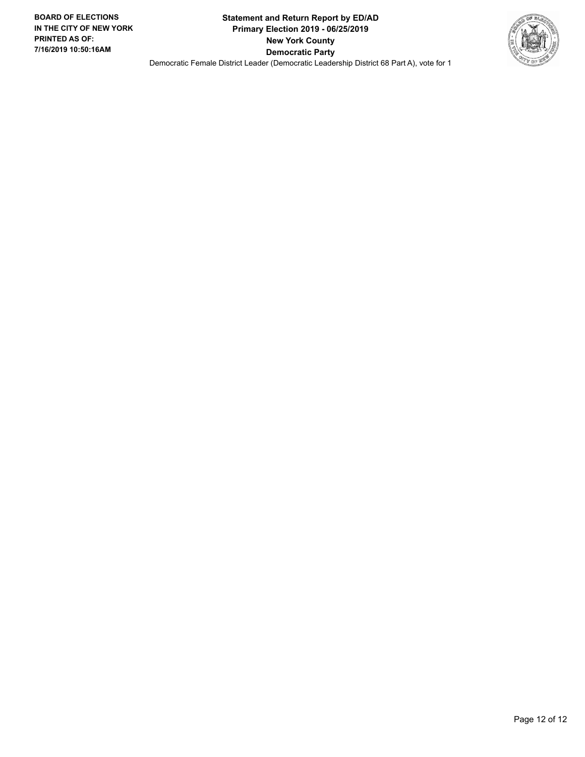**BOARD OF ELECTIONS IN THE CITY OF NEW YORK PRINTED AS OF: 7/16/2019 10:50:16AM**

**Statement and Return Report by ED/AD**
**Primary Election 2019 - 06/25/2019**
**New York County**
**Democratic Party**

Democratic Female District Leader (Democratic Leadership District 68 Part A), vote for 1